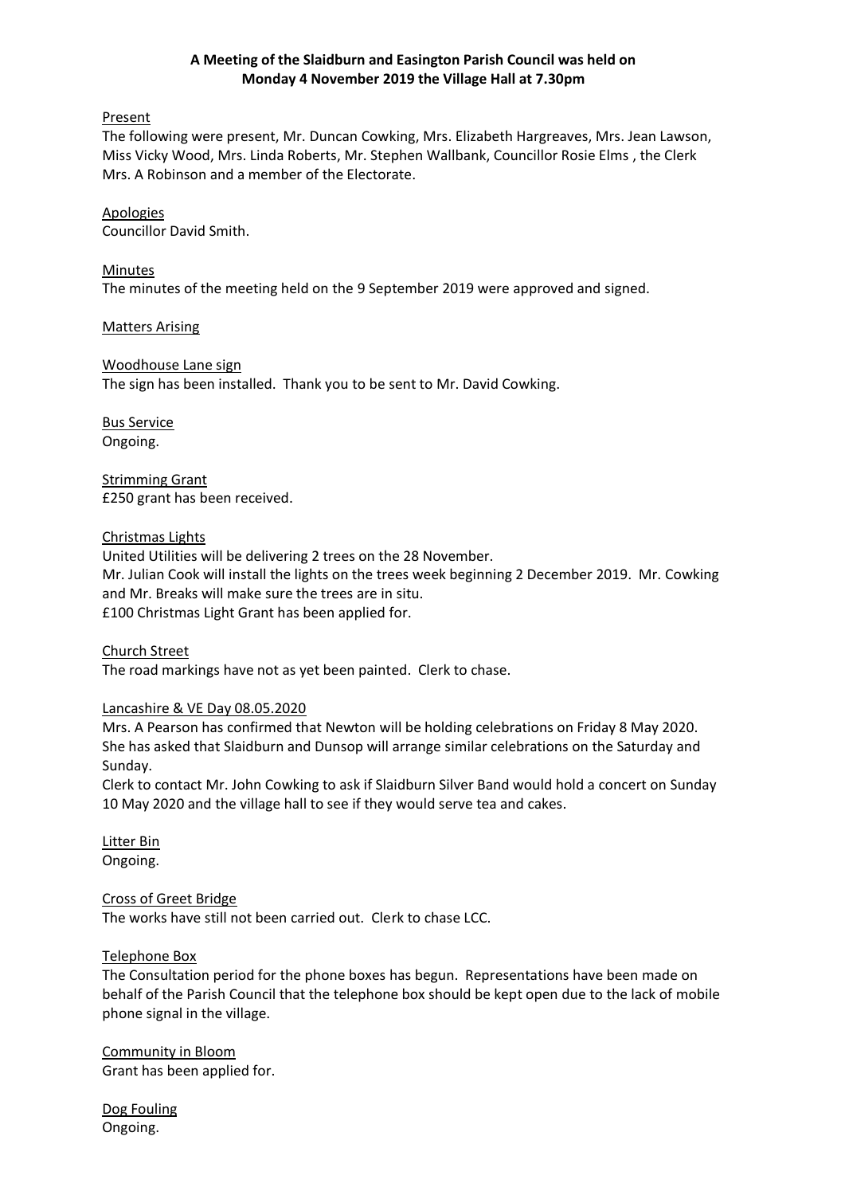**A Meeting of the Slaidburn and Easington Parish Council was held on Monday 4 November 2019 the Village Hall at 7.30pm**

Present

The following were present, Mr. Duncan Cowking, Mrs. Elizabeth Hargreaves, Mrs. Jean Lawson, Miss Vicky Wood, Mrs. Linda Roberts, Mr. Stephen Wallbank, Councillor Rosie Elms , the Clerk Mrs. A Robinson and a member of the Electorate.

Apologies

Councillor David Smith.

Minutes

The minutes of the meeting held on the 9 September 2019 were approved and signed.

Matters Arising

Woodhouse Lane sign

The sign has been installed. Thank you to be sent to Mr. David Cowking.

Bus Service

Ongoing.

Strimming Grant

£250 grant has been received.

Christmas Lights

United Utilities will be delivering 2 trees on the 28 November.
Mr. Julian Cook will install the lights on the trees week beginning 2 December 2019. Mr. Cowking and Mr. Breaks will make sure the trees are in situ.
£100 Christmas Light Grant has been applied for.

Church Street

The road markings have not as yet been painted. Clerk to chase.

Lancashire & VE Day 08.05.2020

Mrs. A Pearson has confirmed that Newton will be holding celebrations on Friday 8 May 2020. She has asked that Slaidburn and Dunsop will arrange similar celebrations on the Saturday and Sunday.

Clerk to contact Mr. John Cowking to ask if Slaidburn Silver Band would hold a concert on Sunday 10 May 2020 and the village hall to see if they would serve tea and cakes.

Litter Bin

Ongoing.

Cross of Greet Bridge

The works have still not been carried out. Clerk to chase LCC.

Telephone Box

The Consultation period for the phone boxes has begun. Representations have been made on behalf of the Parish Council that the telephone box should be kept open due to the lack of mobile phone signal in the village.

Community in Bloom

Grant has been applied for.

Dog Fouling

Ongoing.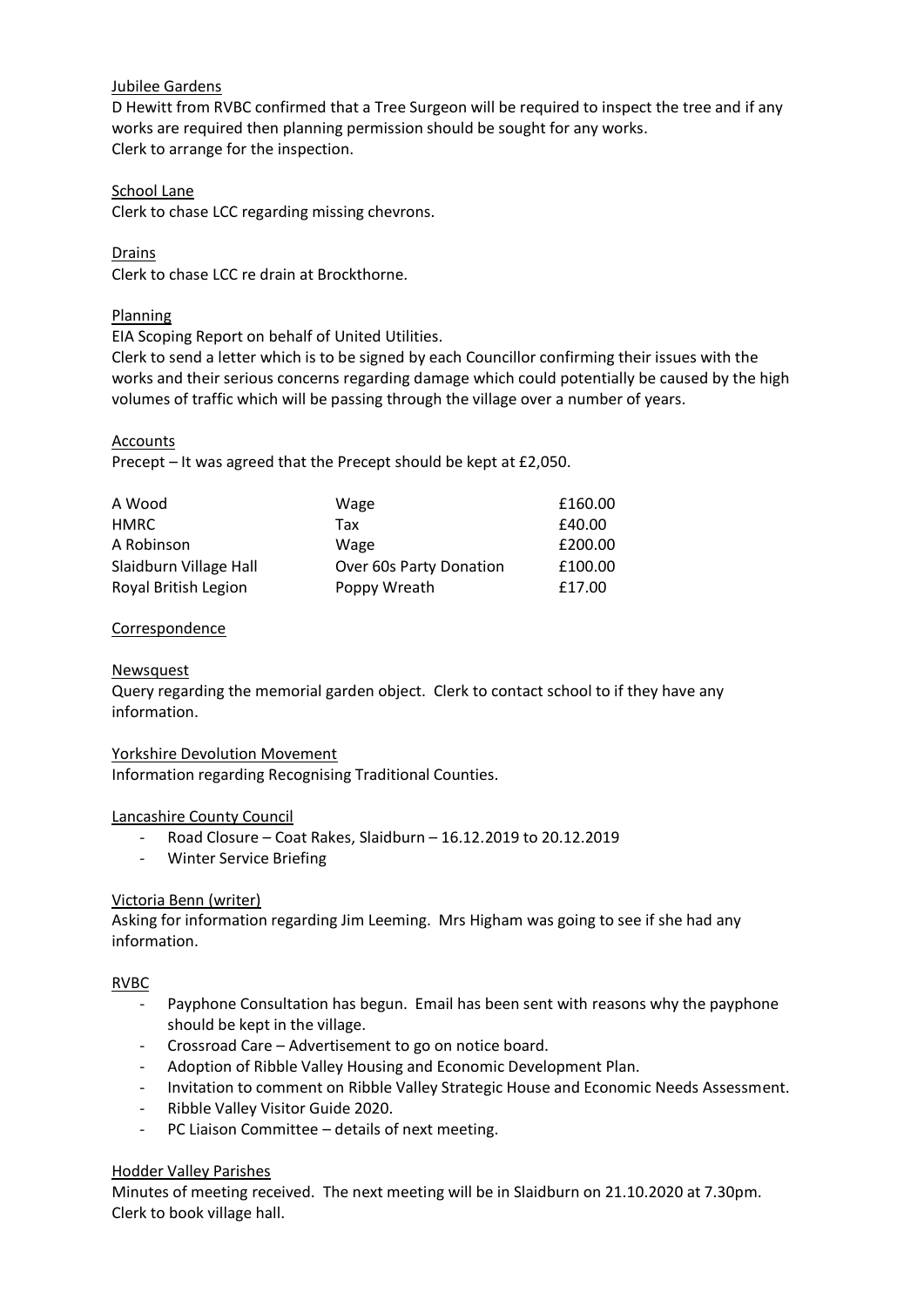Jubilee Gardens

D Hewitt from RVBC confirmed that a Tree Surgeon will be required to inspect the tree and if any works are required then planning permission should be sought for any works.
Clerk to arrange for the inspection.

School Lane

Clerk to chase LCC regarding missing chevrons.

Drains

Clerk to chase LCC re drain at Brockthorne.

Planning

EIA Scoping Report on behalf of United Utilities.
Clerk to send a letter which is to be signed by each Councillor confirming their issues with the works and their serious concerns regarding damage which could potentially be caused by the high volumes of traffic which will be passing through the village over a number of years.

Accounts

Precept – It was agreed that the Precept should be kept at £2,050.

| | | |
|---|---|---|
| A Wood | Wage | £160.00 |
| HMRC | Tax | £40.00 |
| A Robinson | Wage | £200.00 |
| Slaidburn Village Hall | Over 60s Party Donation | £100.00 |
| Royal British Legion | Poppy Wreath | £17.00 |

Correspondence

Newsquest

Query regarding the memorial garden object. Clerk to contact school to if they have any information.

Yorkshire Devolution Movement

Information regarding Recognising Traditional Counties.

Lancashire County Council

- Road Closure – Coat Rakes, Slaidburn – 16.12.2019 to 20.12.2019
- Winter Service Briefing

Victoria Benn (writer)

Asking for information regarding Jim Leeming. Mrs Higham was going to see if she had any information.

RVBC

- Payphone Consultation has begun. Email has been sent with reasons why the payphone should be kept in the village.
- Crossroad Care – Advertisement to go on notice board.
- Adoption of Ribble Valley Housing and Economic Development Plan.
- Invitation to comment on Ribble Valley Strategic House and Economic Needs Assessment.
- Ribble Valley Visitor Guide 2020.
- PC Liaison Committee – details of next meeting.

Hodder Valley Parishes

Minutes of meeting received. The next meeting will be in Slaidburn on 21.10.2020 at 7.30pm.
Clerk to book village hall.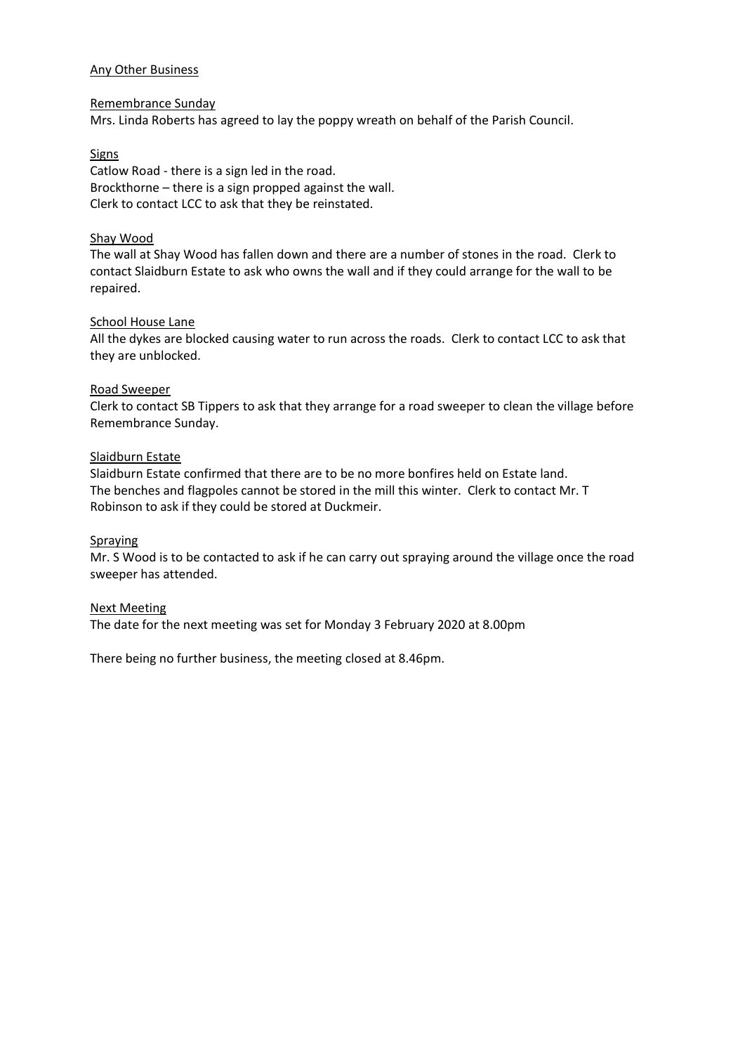## Any Other Business

### Remembrance Sunday

Mrs. Linda Roberts has agreed to lay the poppy wreath on behalf of the Parish Council.

### Signs

Catlow Road - there is a sign led in the road.
Brockthorne – there is a sign propped against the wall.
Clerk to contact LCC to ask that they be reinstated.

### Shay Wood

The wall at Shay Wood has fallen down and there are a number of stones in the road. Clerk to contact Slaidburn Estate to ask who owns the wall and if they could arrange for the wall to be repaired.

### School House Lane

All the dykes are blocked causing water to run across the roads. Clerk to contact LCC to ask that they are unblocked.

### Road Sweeper

Clerk to contact SB Tippers to ask that they arrange for a road sweeper to clean the village before Remembrance Sunday.

### Slaidburn Estate

Slaidburn Estate confirmed that there are to be no more bonfires held on Estate land.
The benches and flagpoles cannot be stored in the mill this winter. Clerk to contact Mr. T Robinson to ask if they could be stored at Duckmeir.

### Spraying

Mr. S Wood is to be contacted to ask if he can carry out spraying around the village once the road sweeper has attended.

### Next Meeting

The date for the next meeting was set for Monday 3 February 2020 at 8.00pm

There being no further business, the meeting closed at 8.46pm.